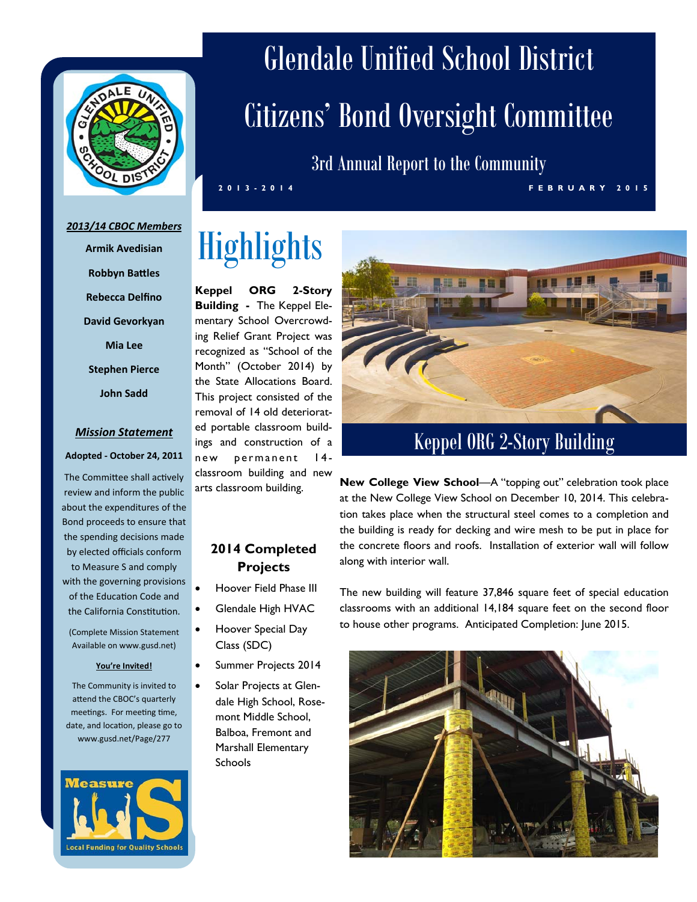# Glendale Unified School District

# Citizens' Bond Oversight Committee

## 3rd Annual Report to the Community

2013-2014 FEBRUARY 2015

***2013/14 CBOC Members***

**Armik Avedisian**

**Robbyn Battles**

**Rebecca Delfino**

**David Gevorkyan**

**Mia Lee**

**Stephen Pierce**

**John Sadd**

***Mission Statement***

**Adopted - October 24, 2011**

The Committee shall actively review and inform the public about the expenditures of the Bond proceeds to ensure that the spending decisions made by elected officials conform to Measure S and comply with the governing provisions of the Education Code and the California Constitution.

(Complete Mission Statement Available on www.gusd.net)

**You're Invited!**

The Community is invited to attend the CBOC's quarterly meetings. For meeting time, date, and location, please go to www.gusd.net/Page/277

Measure S — Local Funding for Quality Schools

# Highlights

**Keppel ORG 2-Story Building -** The Keppel Elementary School Overcrowding Relief Grant Project was recognized as "School of the Month" (October 2014) by the State Allocations Board. This project consisted of the removal of 14 old deteriorated portable classroom buildings and construction of a new permanent 14-classroom building and new arts classroom building.

Keppel ORG 2-Story Building

### 2014 Completed Projects

- Hoover Field Phase III
- Glendale High HVAC
- Hoover Special Day Class (SDC)
- Summer Projects 2014
- Solar Projects at Glendale High School, Rosemont Middle School, Balboa, Fremont and Marshall Elementary Schools

**New College View School**—A "topping out" celebration took place at the New College View School on December 10, 2014. This celebration takes place when the structural steel comes to a completion and the building is ready for decking and wire mesh to be put in place for the concrete floors and roofs. Installation of exterior wall will follow along with interior wall.

The new building will feature 37,846 square feet of special education classrooms with an additional 14,184 square feet on the second floor to house other programs. Anticipated Completion: June 2015.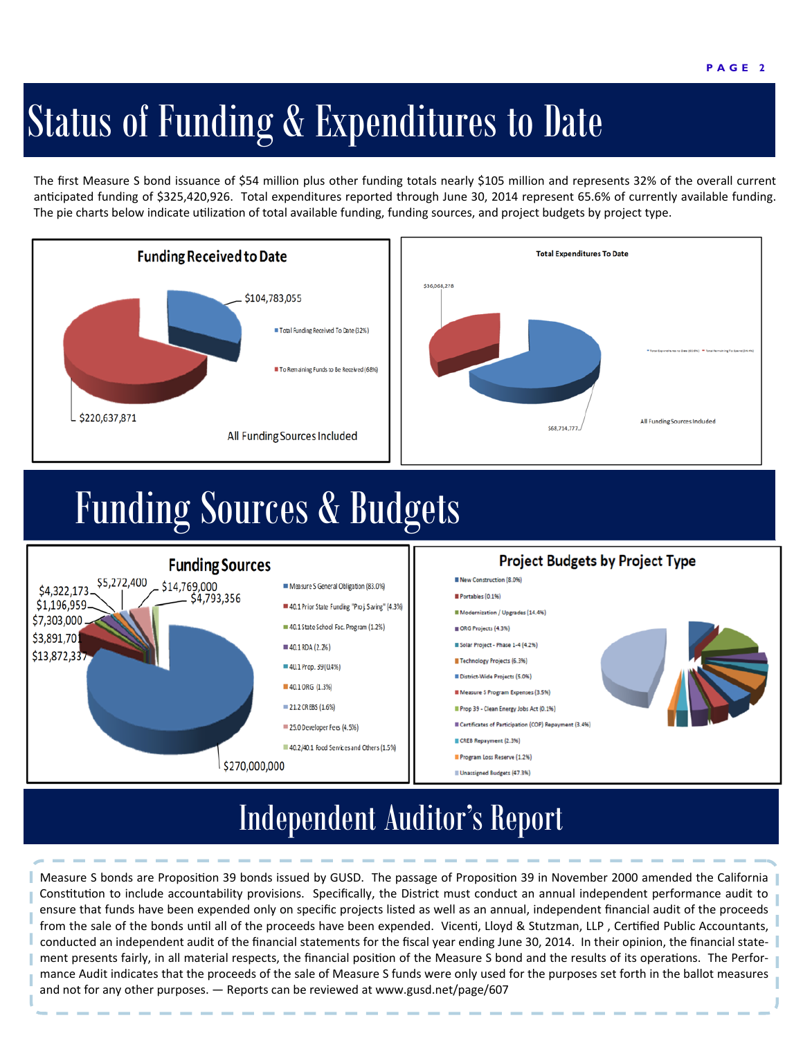# Status of Funding & Expenditures to Date

The first Measure S bond issuance of $54 million plus other funding totals nearly $105 million and represents 32% of the overall current anticipated funding of $325,420,926. Total expenditures reported through June 30, 2014 represent 65.6% of currently available funding. The pie charts below indicate utilization of total available funding, funding sources, and project budgets by project type.

**Funding Received to Date**

- $104,783,055 — Total Funding Received To Date (32%)
- $220,637,871 — To Remaining Funds to Be Received (68%)

All Funding Sources Included

**Total Expenditures To Date**

- $36,068,278
- $68,714,777

All Funding Sources Included

# Funding Sources & Budgets

**Funding Sources**

- Measure S General Obligation (83.0%) — $270,000,000
- 40.1 Prior State Funding "Proj Saving" (4.3%) — $13,872,337
- 40.1 State School Fac. Program (1.2%) — $3,891,701
- 40.1 RDA (2.2%) — $7,303,000
- 40.1 Prop. 39 (0.4%) — $1,196,959
- 40.1 ORG (1.3%) — $4,322,173
- 21.2 CREBS (1.6%) — $5,272,400
- 25.0 Developer Fees (4.5%) — $14,769,000
- 40.2/40.1 Food Services and Others (1.5%) — $4,793,356

**Project Budgets by Project Type**

- New Construction (8.0%)
- Portables (0.1%)
- Modernization / Upgrades (14.4%)
- ORG Projects (4.3%)
- Solar Project - Phase 1-4 (4.2%)
- Technology Projects (6.3%)
- District-Wide Projects (5.0%)
- Measure S Program Expenses (3.5%)
- Prop 39 - Clean Energy Jobs Act (0.1%)
- Certificates of Participation (COP) Repayment (3.4%)
- CREB Repayment (2.3%)
- Program Loss Reserve (1.2%)
- Unassigned Budgets (47.3%)

# Independent Auditor's Report

Measure S bonds are Proposition 39 bonds issued by GUSD. The passage of Proposition 39 in November 2000 amended the California Constitution to include accountability provisions. Specifically, the District must conduct an annual independent performance audit to ensure that funds have been expended only on specific projects listed as well as an annual, independent financial audit of the proceeds from the sale of the bonds until all of the proceeds have been expended. Vicenti, Lloyd & Stutzman, LLP , Certified Public Accountants, conducted an independent audit of the financial statements for the fiscal year ending June 30, 2014. In their opinion, the financial statement presents fairly, in all material respects, the financial position of the Measure S bond and the results of its operations. The Performance Audit indicates that the proceeds of the sale of Measure S funds were only used for the purposes set forth in the ballot measures and not for any other purposes. — Reports can be reviewed at www.gusd.net/page/607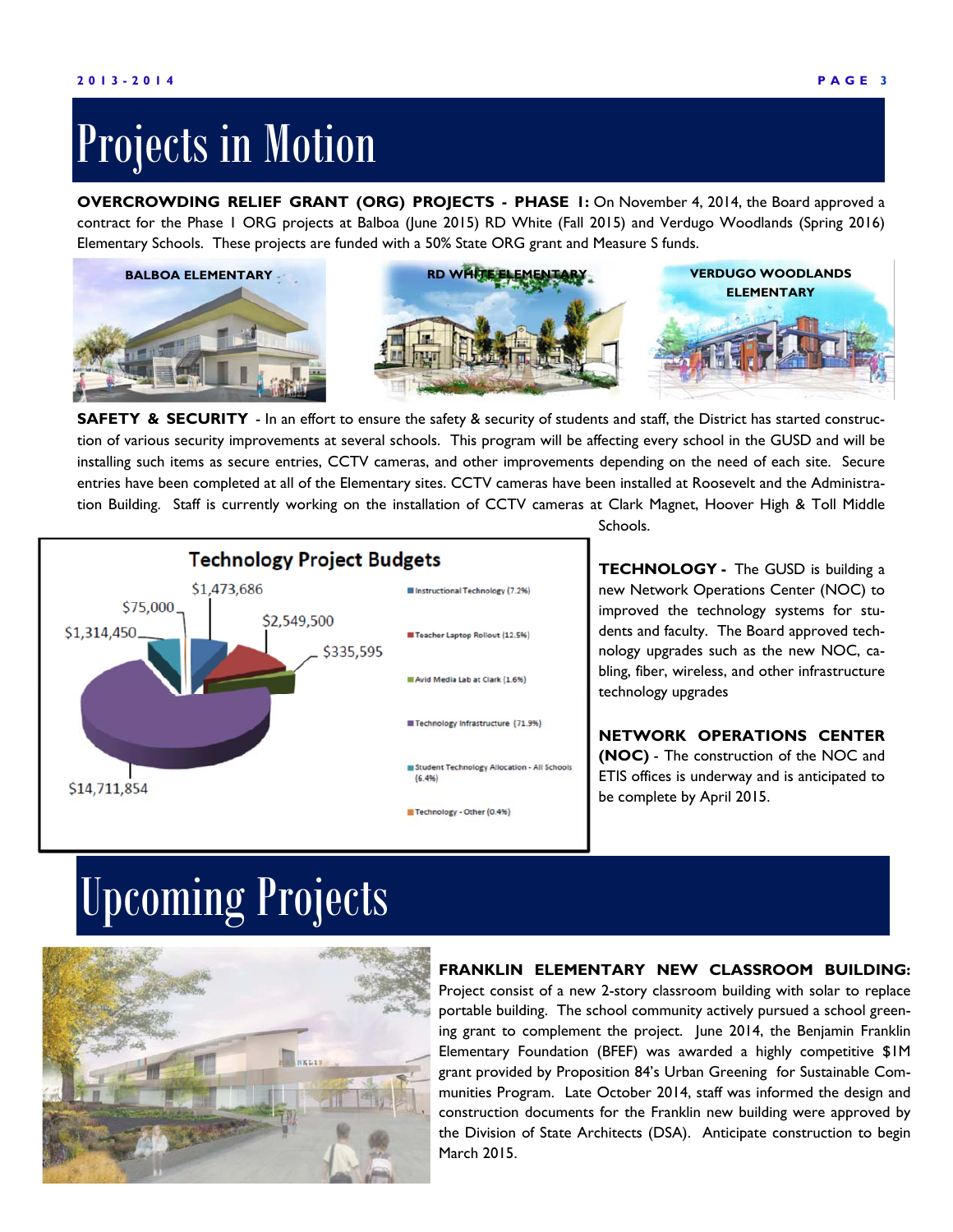# Projects in Motion

**OVERCROWDING RELIEF GRANT (ORG) PROJECTS - PHASE I:** On November 4, 2014, the Board approved a contract for the Phase I ORG projects at Balboa (June 2015) RD White (Fall 2015) and Verdugo Woodlands (Spring 2016) Elementary Schools. These projects are funded with a 50% State ORG grant and Measure S funds.

BALBOA ELEMENTARY

RD WHITE ELEMENTARY

VERDUGO WOODLANDS ELEMENTARY

**SAFETY & SECURITY** - In an effort to ensure the safety & security of students and staff, the District has started construction of various security improvements at several schools. This program will be affecting every school in the GUSD and will be installing such items as secure entries, CCTV cameras, and other improvements depending on the need of each site. Secure entries have been completed at all of the Elementary sites. CCTV cameras have been installed at Roosevelt and the Administration Building. Staff is currently working on the installation of CCTV cameras at Clark Magnet, Hoover High & Toll Middle Schools.

**Technology Project Budgets**

| Category | Budget |
| --- | --- |
| Instructional Technology (7.2%) | $1,473,686 |
| Teacher Laptop Rollout (12.5%) | $2,549,500 |
| Avid Media Lab at Clark (1.6%) | $335,595 |
| Technology Infrastructure (71.9%) | $14,711,854 |
| Student Technology Allocation - All Schools (6.4%) | $1,314,450 |
| Technology - Other (0.4%) | $75,000 |

**TECHNOLOGY -** The GUSD is building a new Network Operations Center (NOC) to improved the technology systems for students and faculty. The Board approved technology upgrades such as the new NOC, cabling, fiber, wireless, and other infrastructure technology upgrades

**NETWORK OPERATIONS CENTER (NOC)** - The construction of the NOC and ETIS offices is underway and is anticipated to be complete by April 2015.

# Upcoming Projects

**FRANKLIN ELEMENTARY NEW CLASSROOM BUILDING:** Project consist of a new 2-story classroom building with solar to replace portable building. The school community actively pursued a school greening grant to complement the project. June 2014, the Benjamin Franklin Elementary Foundation (BFEF) was awarded a highly competitive $1M grant provided by Proposition 84's Urban Greening for Sustainable Communities Program. Late October 2014, staff was informed the design and construction documents for the Franklin new building were approved by the Division of State Architects (DSA). Anticipate construction to begin March 2015.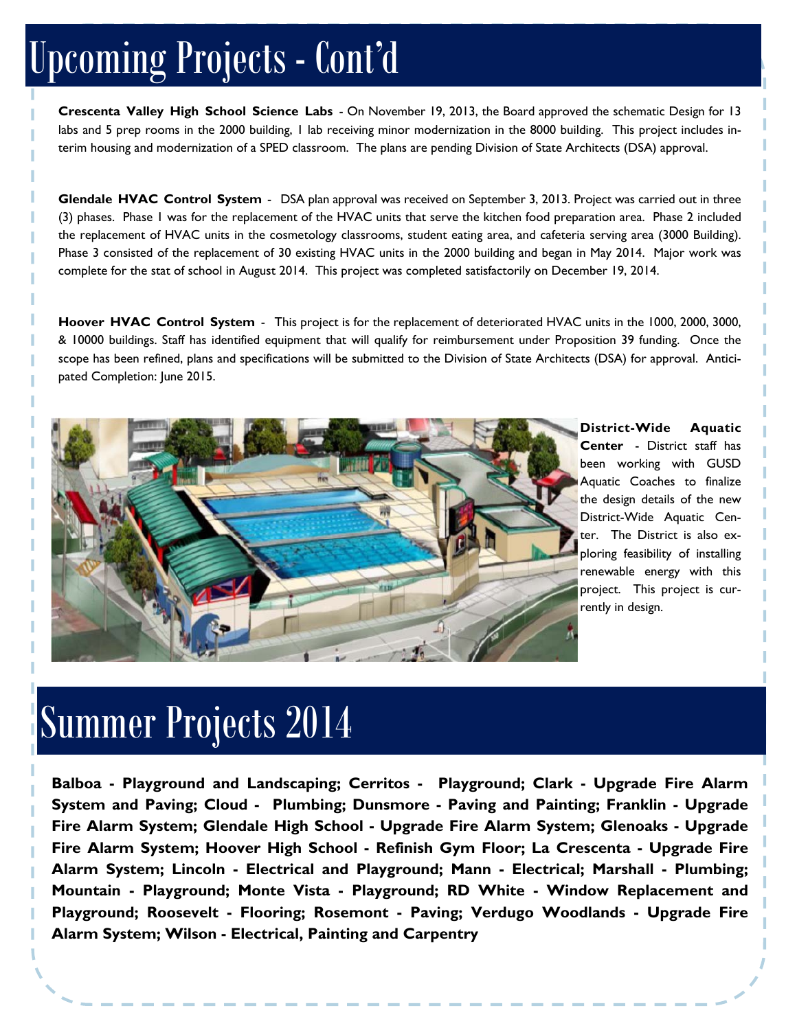# Upcoming Projects - Cont'd

**Crescenta Valley High School Science Labs** - On November 19, 2013, the Board approved the schematic Design for 13 labs and 5 prep rooms in the 2000 building, 1 lab receiving minor modernization in the 8000 building. This project includes interim housing and modernization of a SPED classroom. The plans are pending Division of State Architects (DSA) approval.

**Glendale HVAC Control System** - DSA plan approval was received on September 3, 2013. Project was carried out in three (3) phases. Phase 1 was for the replacement of the HVAC units that serve the kitchen food preparation area. Phase 2 included the replacement of HVAC units in the cosmetology classrooms, student eating area, and cafeteria serving area (3000 Building). Phase 3 consisted of the replacement of 30 existing HVAC units in the 2000 building and began in May 2014. Major work was complete for the stat of school in August 2014. This project was completed satisfactorily on December 19, 2014.

**Hoover HVAC Control System** - This project is for the replacement of deteriorated HVAC units in the 1000, 2000, 3000, & 10000 buildings. Staff has identified equipment that will qualify for reimbursement under Proposition 39 funding. Once the scope has been refined, plans and specifications will be submitted to the Division of State Architects (DSA) for approval. Anticipated Completion: June 2015.

**District-Wide Aquatic Center** - District staff has been working with GUSD Aquatic Coaches to finalize the design details of the new District-Wide Aquatic Center. The District is also exploring feasibility of installing renewable energy with this project. This project is currently in design.

# Summer Projects 2014

**Balboa - Playground and Landscaping; Cerritos - Playground; Clark - Upgrade Fire Alarm System and Paving; Cloud - Plumbing; Dunsmore - Paving and Painting; Franklin - Upgrade Fire Alarm System; Glendale High School - Upgrade Fire Alarm System; Glenoaks - Upgrade Fire Alarm System; Hoover High School - Refinish Gym Floor; La Crescenta - Upgrade Fire Alarm System; Lincoln - Electrical and Playground; Mann - Electrical; Marshall - Plumbing; Mountain - Playground; Monte Vista - Playground; RD White - Window Replacement and Playground; Roosevelt - Flooring; Rosemont - Paving; Verdugo Woodlands - Upgrade Fire Alarm System; Wilson - Electrical, Painting and Carpentry**